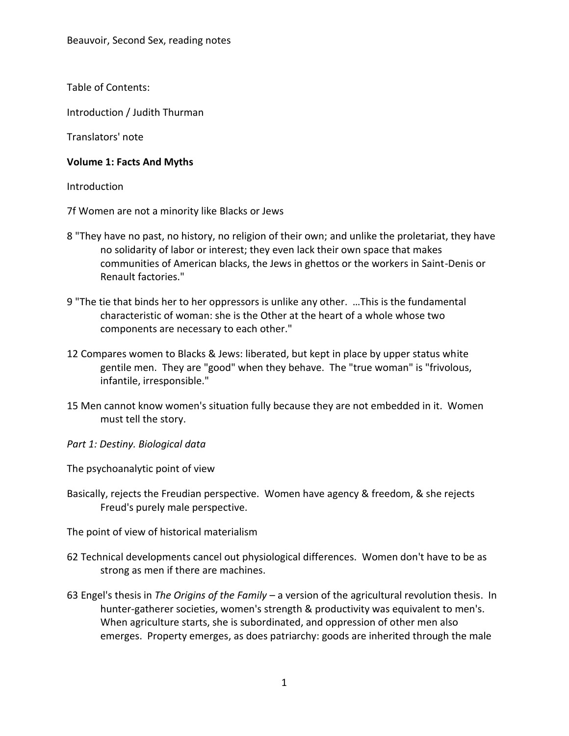Beauvoir, Second Sex, reading notes

Table of Contents:

Introduction / Judith Thurman

Translators' note

**Volume 1: Facts And Myths**

Introduction

7f Women are not a minority like Blacks or Jews

8 "They have no past, no history, no religion of their own; and unlike the proletariat, they have no solidarity of labor or interest; they even lack their own space that makes communities of American blacks, the Jews in ghettos or the workers in Saint-Denis or Renault factories."

9 "The tie that binds her to her oppressors is unlike any other. …This is the fundamental characteristic of woman: she is the Other at the heart of a whole whose two components are necessary to each other."

12 Compares women to Blacks & Jews: liberated, but kept in place by upper status white gentile men. They are "good" when they behave. The "true woman" is "frivolous, infantile, irresponsible."

15 Men cannot know women's situation fully because they are not embedded in it. Women must tell the story.

*Part 1: Destiny. Biological data*

The psychoanalytic point of view

Basically, rejects the Freudian perspective. Women have agency & freedom, & she rejects Freud's purely male perspective.

The point of view of historical materialism

62 Technical developments cancel out physiological differences. Women don't have to be as strong as men if there are machines.

63 Engel's thesis in *The Origins of the Family* – a version of the agricultural revolution thesis. In hunter-gatherer societies, women's strength & productivity was equivalent to men's. When agriculture starts, she is subordinated, and oppression of other men also emerges. Property emerges, as does patriarchy: goods are inherited through the male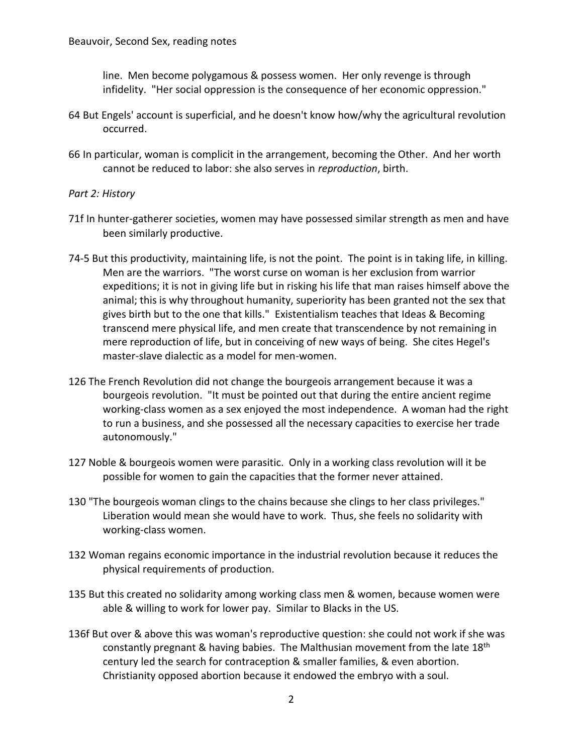line. Men become polygamous & possess women. Her only revenge is through infidelity. "Her social oppression is the consequence of her economic oppression."

64 But Engels' account is superficial, and he doesn't know how/why the agricultural revolution occurred.

66 In particular, woman is complicit in the arrangement, becoming the Other. And her worth cannot be reduced to labor: she also serves in *reproduction*, birth.

*Part 2: History*

71f In hunter-gatherer societies, women may have possessed similar strength as men and have been similarly productive.

74-5 But this productivity, maintaining life, is not the point. The point is in taking life, in killing. Men are the warriors. "The worst curse on woman is her exclusion from warrior expeditions; it is not in giving life but in risking his life that man raises himself above the animal; this is why throughout humanity, superiority has been granted not the sex that gives birth but to the one that kills." Existentialism teaches that Ideas & Becoming transcend mere physical life, and men create that transcendence by not remaining in mere reproduction of life, but in conceiving of new ways of being. She cites Hegel's master-slave dialectic as a model for men-women.

126 The French Revolution did not change the bourgeois arrangement because it was a bourgeois revolution. "It must be pointed out that during the entire ancient regime working-class women as a sex enjoyed the most independence. A woman had the right to run a business, and she possessed all the necessary capacities to exercise her trade autonomously."

127 Noble & bourgeois women were parasitic. Only in a working class revolution will it be possible for women to gain the capacities that the former never attained.

130 "The bourgeois woman clings to the chains because she clings to her class privileges." Liberation would mean she would have to work. Thus, she feels no solidarity with working-class women.

132 Woman regains economic importance in the industrial revolution because it reduces the physical requirements of production.

135 But this created no solidarity among working class men & women, because women were able & willing to work for lower pay. Similar to Blacks in the US.

136f But over & above this was woman's reproductive question: she could not work if she was constantly pregnant & having babies. The Malthusian movement from the late 18th century led the search for contraception & smaller families, & even abortion. Christianity opposed abortion because it endowed the embryo with a soul.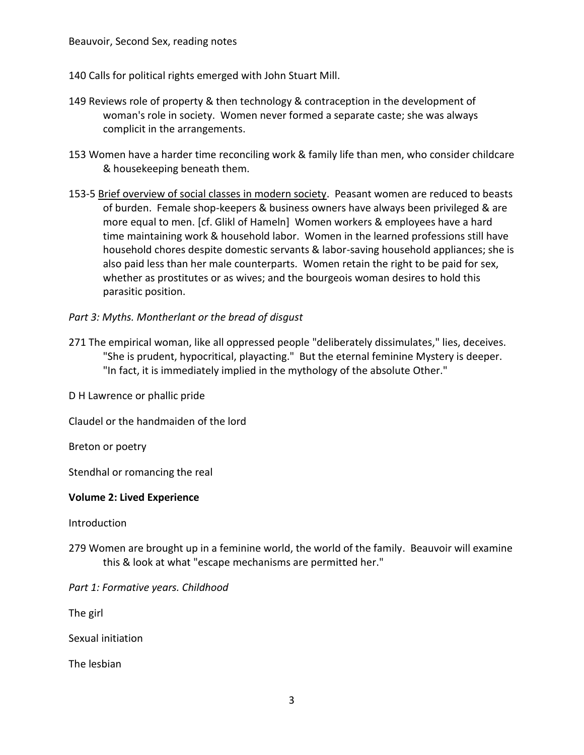140 Calls for political rights emerged with John Stuart Mill.

149 Reviews role of property & then technology & contraception in the development of woman's role in society. Women never formed a separate caste; she was always complicit in the arrangements.

153 Women have a harder time reconciling work & family life than men, who consider childcare & housekeeping beneath them.

153-5 <u>Brief overview of social classes in modern society</u>. Peasant women are reduced to beasts of burden. Female shop-keepers & business owners have always been privileged & are more equal to men. [cf. Glikl of Hameln] Women workers & employees have a hard time maintaining work & household labor. Women in the learned professions still have household chores despite domestic servants & labor-saving household appliances; she is also paid less than her male counterparts. Women retain the right to be paid for sex, whether as prostitutes or as wives; and the bourgeois woman desires to hold this parasitic position.

*Part 3: Myths. Montherlant or the bread of disgust*

271 The empirical woman, like all oppressed people "deliberately dissimulates," lies, deceives. "She is prudent, hypocritical, playacting." But the eternal feminine Mystery is deeper. "In fact, it is immediately implied in the mythology of the absolute Other."

D H Lawrence or phallic pride

Claudel or the handmaiden of the lord

Breton or poetry

Stendhal or romancing the real

**Volume 2: Lived Experience**

Introduction

279 Women are brought up in a feminine world, the world of the family. Beauvoir will examine this & look at what "escape mechanisms are permitted her."

*Part 1: Formative years. Childhood*

The girl

Sexual initiation

The lesbian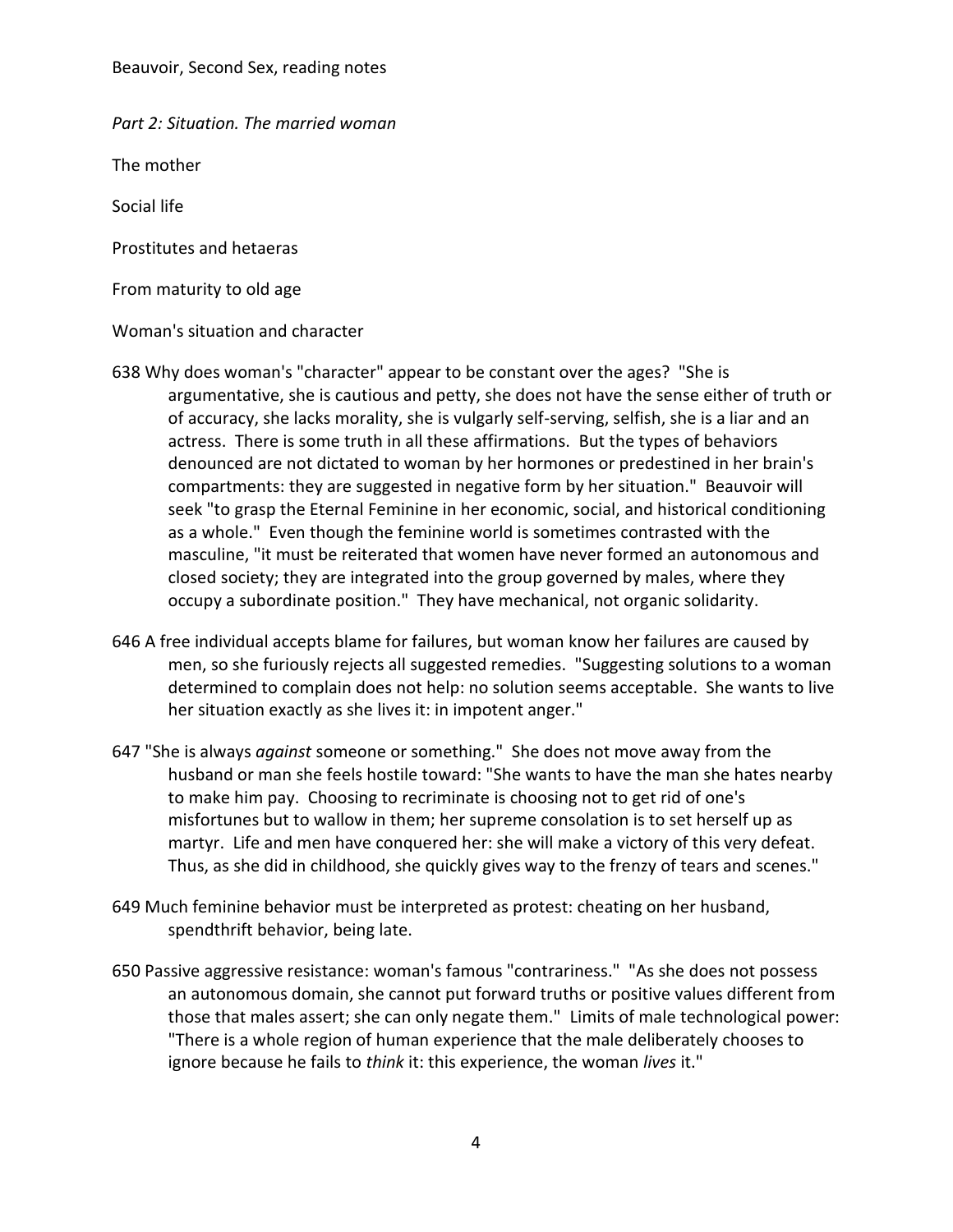Beauvoir, Second Sex, reading notes

*Part 2: Situation. The married woman*

The mother

Social life

Prostitutes and hetaeras

From maturity to old age

Woman's situation and character

638 Why does woman's "character" appear to be constant over the ages? "She is argumentative, she is cautious and petty, she does not have the sense either of truth or of accuracy, she lacks morality, she is vulgarly self-serving, selfish, she is a liar and an actress. There is some truth in all these affirmations. But the types of behaviors denounced are not dictated to woman by her hormones or predestined in her brain's compartments: they are suggested in negative form by her situation." Beauvoir will seek "to grasp the Eternal Feminine in her economic, social, and historical conditioning as a whole." Even though the feminine world is sometimes contrasted with the masculine, "it must be reiterated that women have never formed an autonomous and closed society; they are integrated into the group governed by males, where they occupy a subordinate position." They have mechanical, not organic solidarity.

646 A free individual accepts blame for failures, but woman know her failures are caused by men, so she furiously rejects all suggested remedies. "Suggesting solutions to a woman determined to complain does not help: no solution seems acceptable. She wants to live her situation exactly as she lives it: in impotent anger."

647 "She is always *against* someone or something." She does not move away from the husband or man she feels hostile toward: "She wants to have the man she hates nearby to make him pay. Choosing to recriminate is choosing not to get rid of one's misfortunes but to wallow in them; her supreme consolation is to set herself up as martyr. Life and men have conquered her: she will make a victory of this very defeat. Thus, as she did in childhood, she quickly gives way to the frenzy of tears and scenes."

649 Much feminine behavior must be interpreted as protest: cheating on her husband, spendthrift behavior, being late.

650 Passive aggressive resistance: woman's famous "contrariness." "As she does not possess an autonomous domain, she cannot put forward truths or positive values different from those that males assert; she can only negate them." Limits of male technological power: "There is a whole region of human experience that the male deliberately chooses to ignore because he fails to *think* it: this experience, the woman *lives* it."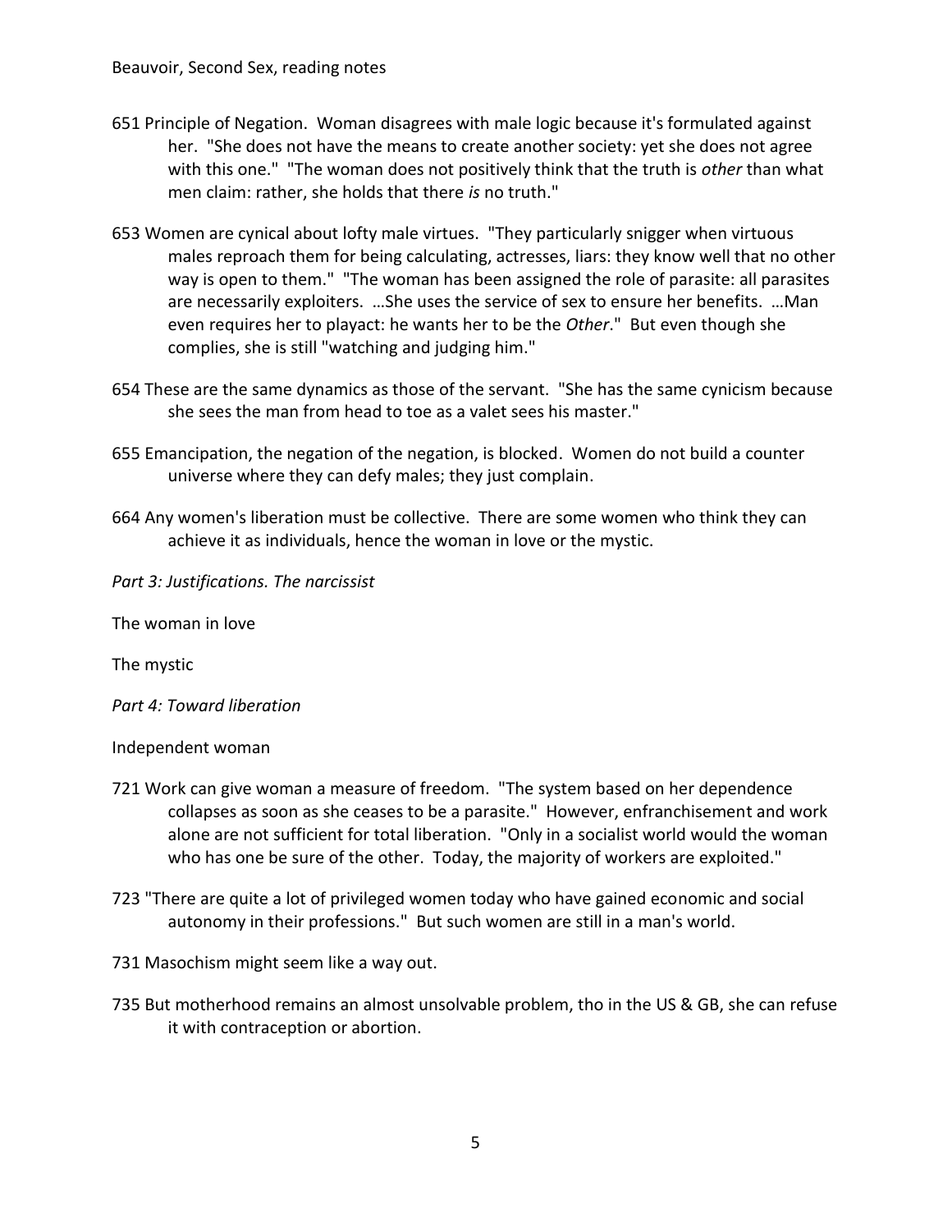651 Principle of Negation. Woman disagrees with male logic because it's formulated against her. "She does not have the means to create another society: yet she does not agree with this one." "The woman does not positively think that the truth is *other* than what men claim: rather, she holds that there *is* no truth."

653 Women are cynical about lofty male virtues. "They particularly snigger when virtuous males reproach them for being calculating, actresses, liars: they know well that no other way is open to them." "The woman has been assigned the role of parasite: all parasites are necessarily exploiters. …She uses the service of sex to ensure her benefits. …Man even requires her to playact: he wants her to be the *Other*." But even though she complies, she is still "watching and judging him."

654 These are the same dynamics as those of the servant. "She has the same cynicism because she sees the man from head to toe as a valet sees his master."

655 Emancipation, the negation of the negation, is blocked. Women do not build a counter universe where they can defy males; they just complain.

664 Any women's liberation must be collective. There are some women who think they can achieve it as individuals, hence the woman in love or the mystic.

*Part 3: Justifications. The narcissist*

The woman in love

The mystic

*Part 4: Toward liberation*

Independent woman

721 Work can give woman a measure of freedom. "The system based on her dependence collapses as soon as she ceases to be a parasite." However, enfranchisement and work alone are not sufficient for total liberation. "Only in a socialist world would the woman who has one be sure of the other. Today, the majority of workers are exploited."

723 "There are quite a lot of privileged women today who have gained economic and social autonomy in their professions." But such women are still in a man's world.

731 Masochism might seem like a way out.

735 But motherhood remains an almost unsolvable problem, tho in the US & GB, she can refuse it with contraception or abortion.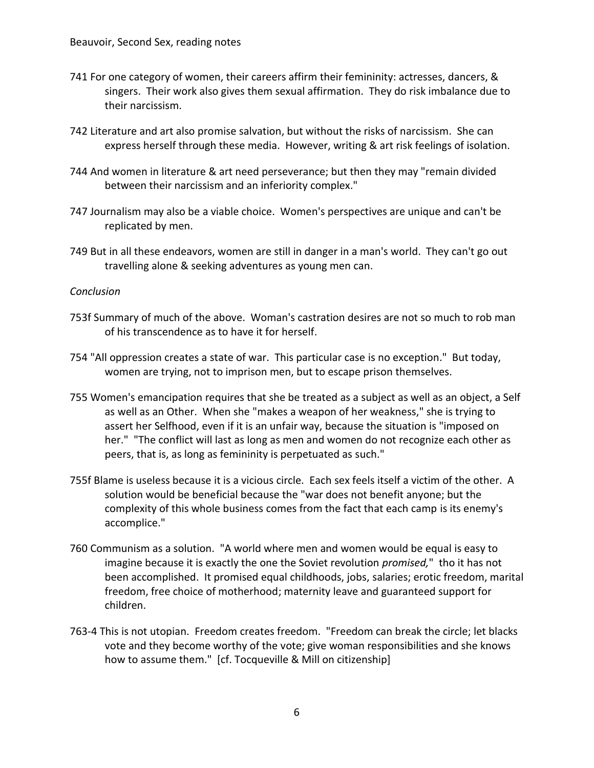741 For one category of women, their careers affirm their femininity: actresses, dancers, & singers. Their work also gives them sexual affirmation. They do risk imbalance due to their narcissism.

742 Literature and art also promise salvation, but without the risks of narcissism. She can express herself through these media. However, writing & art risk feelings of isolation.

744 And women in literature & art need perseverance; but then they may "remain divided between their narcissism and an inferiority complex."

747 Journalism may also be a viable choice. Women's perspectives are unique and can't be replicated by men.

749 But in all these endeavors, women are still in danger in a man's world. They can't go out travelling alone & seeking adventures as young men can.

*Conclusion*

753f Summary of much of the above. Woman's castration desires are not so much to rob man of his transcendence as to have it for herself.

754 "All oppression creates a state of war. This particular case is no exception." But today, women are trying, not to imprison men, but to escape prison themselves.

755 Women's emancipation requires that she be treated as a subject as well as an object, a Self as well as an Other. When she "makes a weapon of her weakness," she is trying to assert her Selfhood, even if it is an unfair way, because the situation is "imposed on her." "The conflict will last as long as men and women do not recognize each other as peers, that is, as long as femininity is perpetuated as such."

755f Blame is useless because it is a vicious circle. Each sex feels itself a victim of the other. A solution would be beneficial because the "war does not benefit anyone; but the complexity of this whole business comes from the fact that each camp is its enemy's accomplice."

760 Communism as a solution. "A world where men and women would be equal is easy to imagine because it is exactly the one the Soviet revolution *promised,*" tho it has not been accomplished. It promised equal childhoods, jobs, salaries; erotic freedom, marital freedom, free choice of motherhood; maternity leave and guaranteed support for children.

763-4 This is not utopian. Freedom creates freedom. "Freedom can break the circle; let blacks vote and they become worthy of the vote; give woman responsibilities and she knows how to assume them." [cf. Tocqueville & Mill on citizenship]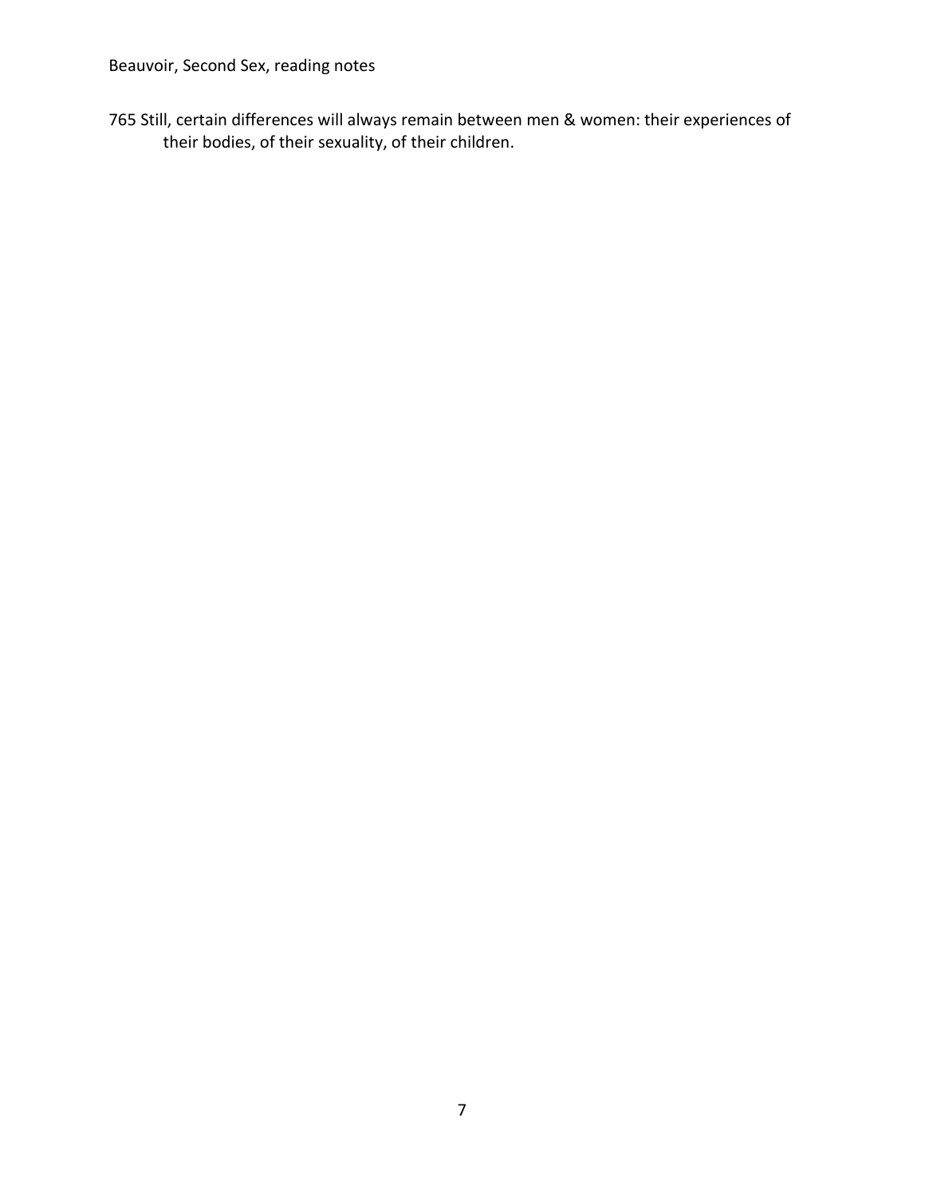765 Still, certain differences will always remain between men & women: their experiences of their bodies, of their sexuality, of their children.